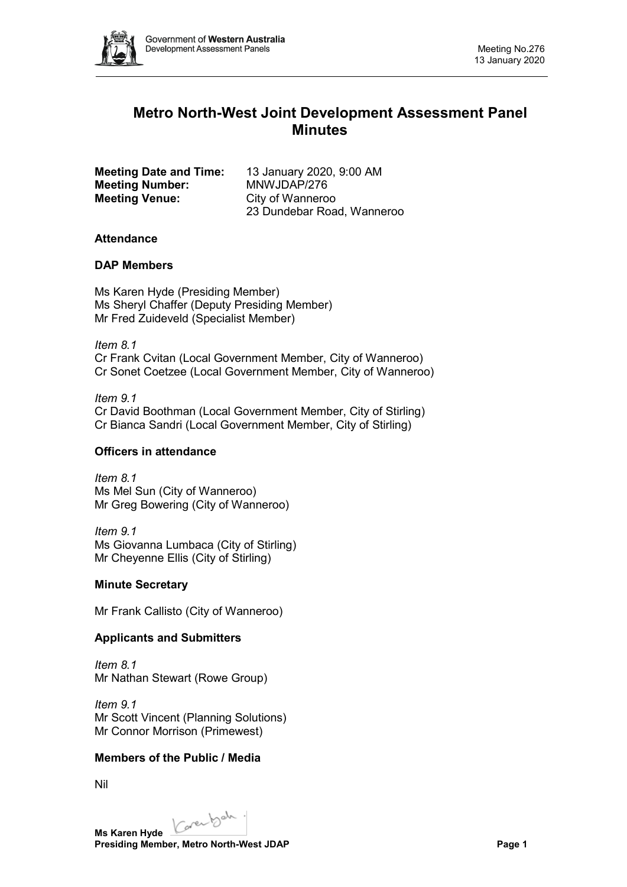# Metro North-West Joint Development Assessment Panel Minutes

**Meeting Date and Time:** 13 January 2020, 9:00 AM
**Meeting Number:** MNWJDAP/276
**Meeting Venue:** City of Wanneroo
23 Dundebar Road, Wanneroo

### Attendance

### DAP Members

Ms Karen Hyde (Presiding Member)
Ms Sheryl Chaffer (Deputy Presiding Member)
Mr Fred Zuideveld (Specialist Member)

*Item 8.1*
Cr Frank Cvitan (Local Government Member, City of Wanneroo)
Cr Sonet Coetzee (Local Government Member, City of Wanneroo)

*Item 9.1*
Cr David Boothman (Local Government Member, City of Stirling)
Cr Bianca Sandri (Local Government Member, City of Stirling)

### Officers in attendance

*Item 8.1*
Ms Mel Sun (City of Wanneroo)
Mr Greg Bowering (City of Wanneroo)

*Item 9.1*
Ms Giovanna Lumbaca (City of Stirling)
Mr Cheyenne Ellis (City of Stirling)

### Minute Secretary

Mr Frank Callisto (City of Wanneroo)

### Applicants and Submitters

*Item 8.1*
Mr Nathan Stewart (Rowe Group)

*Item 9.1*
Mr Scott Vincent (Planning Solutions)
Mr Connor Morrison (Primewest)

### Members of the Public / Media

Nil

**Ms Karen Hyde**
**Presiding Member, Metro North-West JDAP**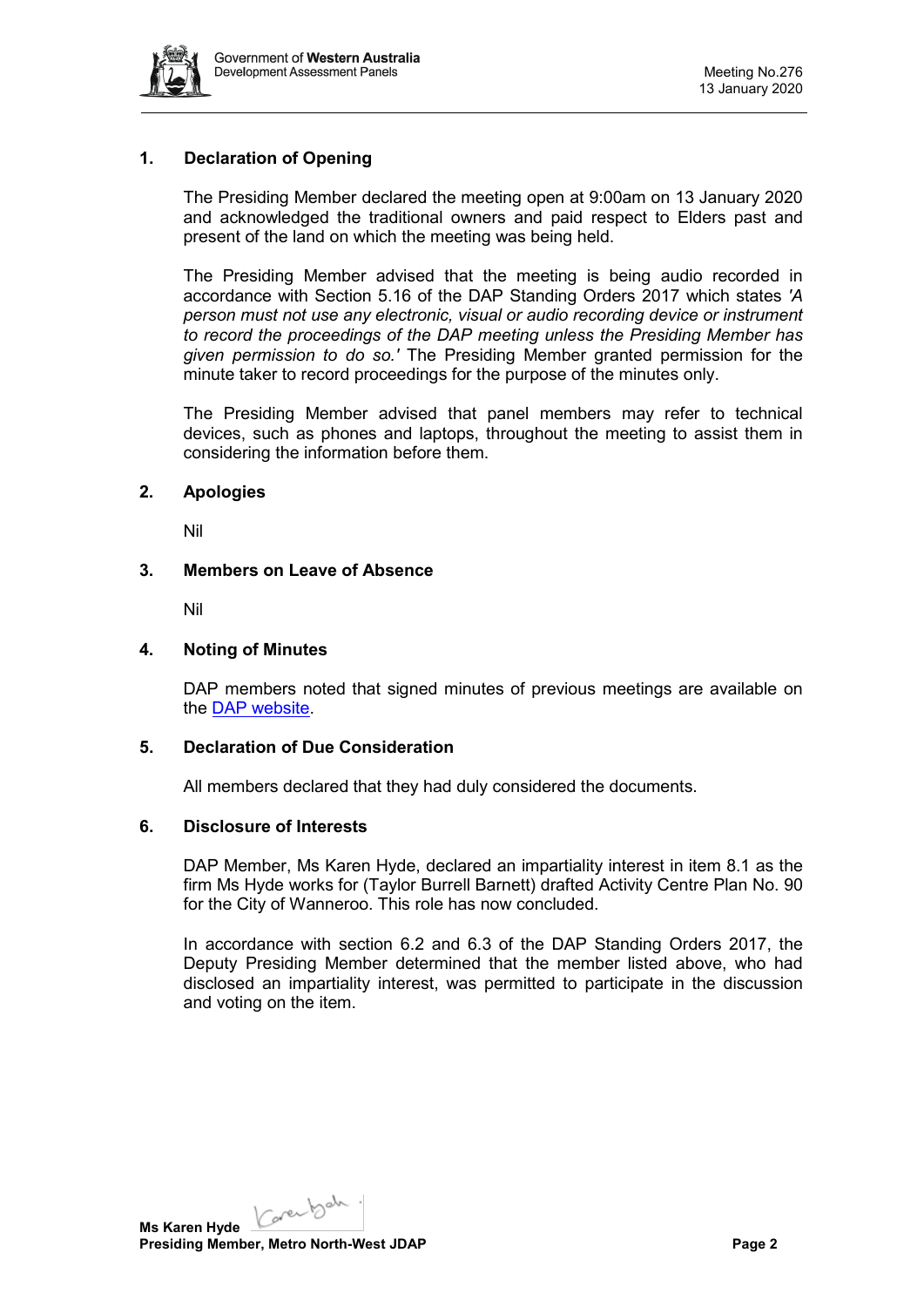## 1. Declaration of Opening

The Presiding Member declared the meeting open at 9:00am on 13 January 2020 and acknowledged the traditional owners and paid respect to Elders past and present of the land on which the meeting was being held.

The Presiding Member advised that the meeting is being audio recorded in accordance with Section 5.16 of the DAP Standing Orders 2017 which states *'A person must not use any electronic, visual or audio recording device or instrument to record the proceedings of the DAP meeting unless the Presiding Member has given permission to do so.'* The Presiding Member granted permission for the minute taker to record proceedings for the purpose of the minutes only.

The Presiding Member advised that panel members may refer to technical devices, such as phones and laptops, throughout the meeting to assist them in considering the information before them.

## 2. Apologies

Nil

## 3. Members on Leave of Absence

Nil

## 4. Noting of Minutes

DAP members noted that signed minutes of previous meetings are available on the DAP website.

## 5. Declaration of Due Consideration

All members declared that they had duly considered the documents.

## 6. Disclosure of Interests

DAP Member, Ms Karen Hyde, declared an impartiality interest in item 8.1 as the firm Ms Hyde works for (Taylor Burrell Barnett) drafted Activity Centre Plan No. 90 for the City of Wanneroo. This role has now concluded.

In accordance with section 6.2 and 6.3 of the DAP Standing Orders 2017, the Deputy Presiding Member determined that the member listed above, who had disclosed an impartiality interest, was permitted to participate in the discussion and voting on the item.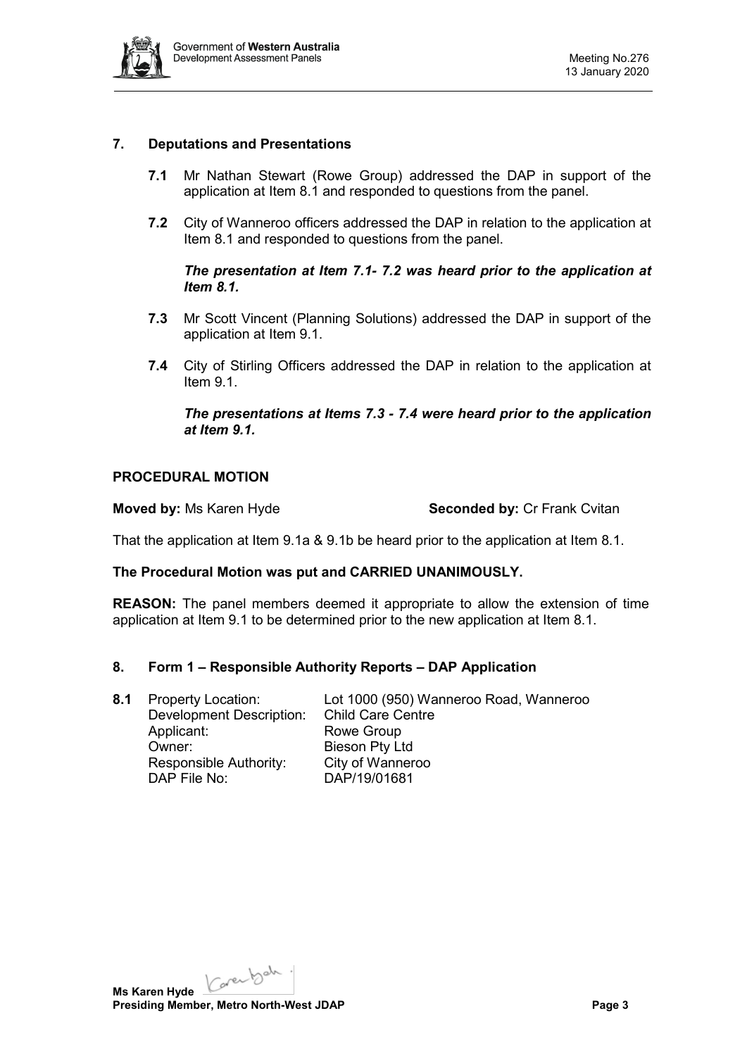## 7. Deputations and Presentations

**7.1** Mr Nathan Stewart (Rowe Group) addressed the DAP in support of the application at Item 8.1 and responded to questions from the panel.

**7.2** City of Wanneroo officers addressed the DAP in relation to the application at Item 8.1 and responded to questions from the panel.

***The presentation at Item 7.1- 7.2 was heard prior to the application at Item 8.1.***

**7.3** Mr Scott Vincent (Planning Solutions) addressed the DAP in support of the application at Item 9.1.

**7.4** City of Stirling Officers addressed the DAP in relation to the application at Item 9.1.

***The presentations at Items 7.3 - 7.4 were heard prior to the application at Item 9.1.***

**PROCEDURAL MOTION**

**Moved by:** Ms Karen Hyde **Seconded by:** Cr Frank Cvitan

That the application at Item 9.1a & 9.1b be heard prior to the application at Item 8.1.

**The Procedural Motion was put and CARRIED UNANIMOUSLY.**

**REASON:** The panel members deemed it appropriate to allow the extension of time application at Item 9.1 to be determined prior to the new application at Item 8.1.

## 8. Form 1 – Responsible Authority Reports – DAP Application

**8.1**

| | |
|---|---|
| Property Location: | Lot 1000 (950) Wanneroo Road, Wanneroo |
| Development Description: | Child Care Centre |
| Applicant: | Rowe Group |
| Owner: | Bieson Pty Ltd |
| Responsible Authority: | City of Wanneroo |
| DAP File No: | DAP/19/01681 |

**Ms Karen Hyde**
**Presiding Member, Metro North-West JDAP**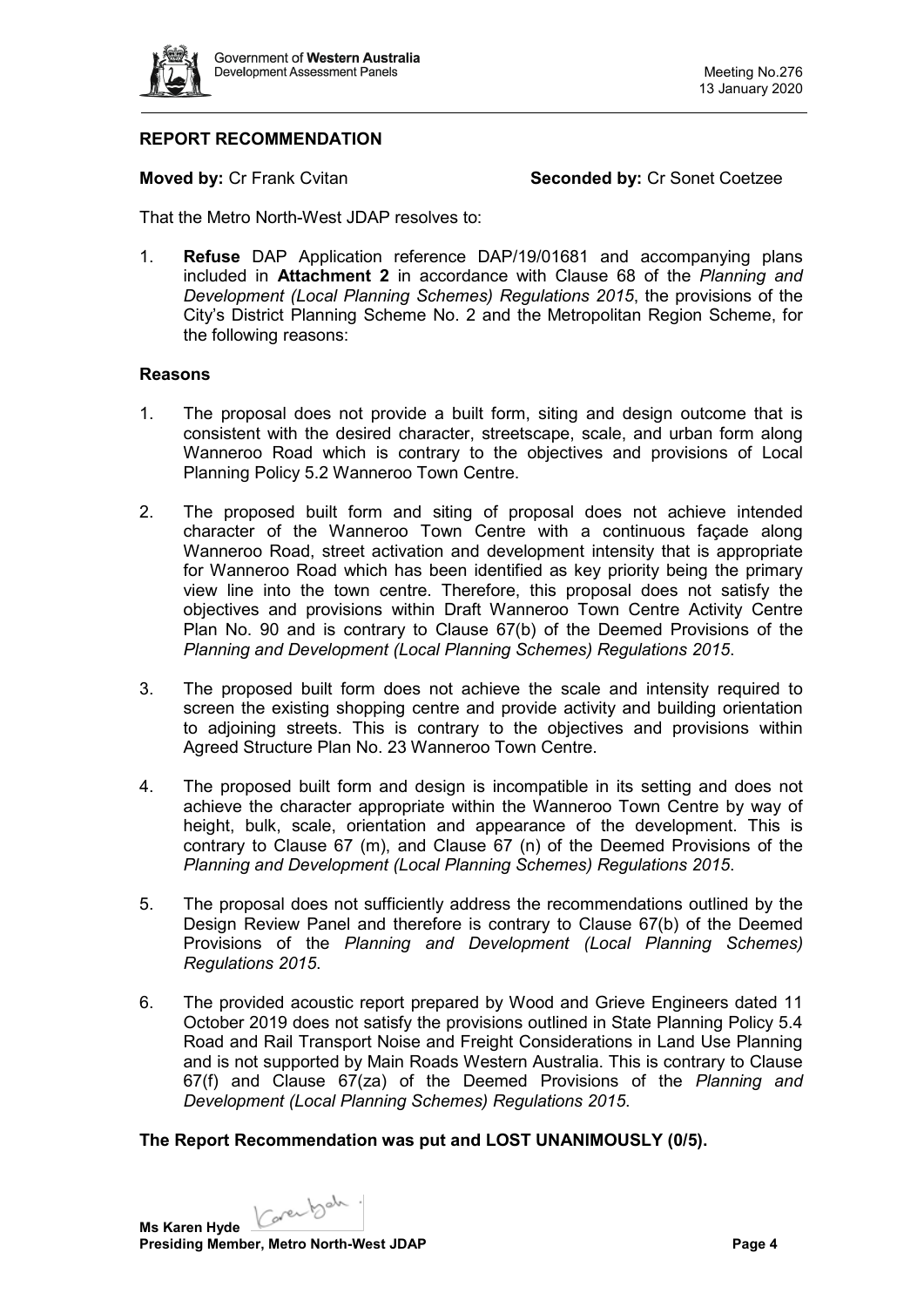## REPORT RECOMMENDATION

**Moved by:** Cr Frank Cvitan **Seconded by:** Cr Sonet Coetzee

That the Metro North-West JDAP resolves to:

1. **Refuse** DAP Application reference DAP/19/01681 and accompanying plans included in **Attachment 2** in accordance with Clause 68 of the *Planning and Development (Local Planning Schemes) Regulations 2015*, the provisions of the City's District Planning Scheme No. 2 and the Metropolitan Region Scheme, for the following reasons:

### Reasons

1. The proposal does not provide a built form, siting and design outcome that is consistent with the desired character, streetscape, scale, and urban form along Wanneroo Road which is contrary to the objectives and provisions of Local Planning Policy 5.2 Wanneroo Town Centre.

2. The proposed built form and siting of proposal does not achieve intended character of the Wanneroo Town Centre with a continuous façade along Wanneroo Road, street activation and development intensity that is appropriate for Wanneroo Road which has been identified as key priority being the primary view line into the town centre. Therefore, this proposal does not satisfy the objectives and provisions within Draft Wanneroo Town Centre Activity Centre Plan No. 90 and is contrary to Clause 67(b) of the Deemed Provisions of the *Planning and Development (Local Planning Schemes) Regulations 2015*.

3. The proposed built form does not achieve the scale and intensity required to screen the existing shopping centre and provide activity and building orientation to adjoining streets. This is contrary to the objectives and provisions within Agreed Structure Plan No. 23 Wanneroo Town Centre.

4. The proposed built form and design is incompatible in its setting and does not achieve the character appropriate within the Wanneroo Town Centre by way of height, bulk, scale, orientation and appearance of the development. This is contrary to Clause 67 (m), and Clause 67 (n) of the Deemed Provisions of the *Planning and Development (Local Planning Schemes) Regulations 2015*.

5. The proposal does not sufficiently address the recommendations outlined by the Design Review Panel and therefore is contrary to Clause 67(b) of the Deemed Provisions of the *Planning and Development (Local Planning Schemes) Regulations 2015*.

6. The provided acoustic report prepared by Wood and Grieve Engineers dated 11 October 2019 does not satisfy the provisions outlined in State Planning Policy 5.4 Road and Rail Transport Noise and Freight Considerations in Land Use Planning and is not supported by Main Roads Western Australia. This is contrary to Clause 67(f) and Clause 67(za) of the Deemed Provisions of the *Planning and Development (Local Planning Schemes) Regulations 2015*.

**The Report Recommendation was put and LOST UNANIMOUSLY (0/5).**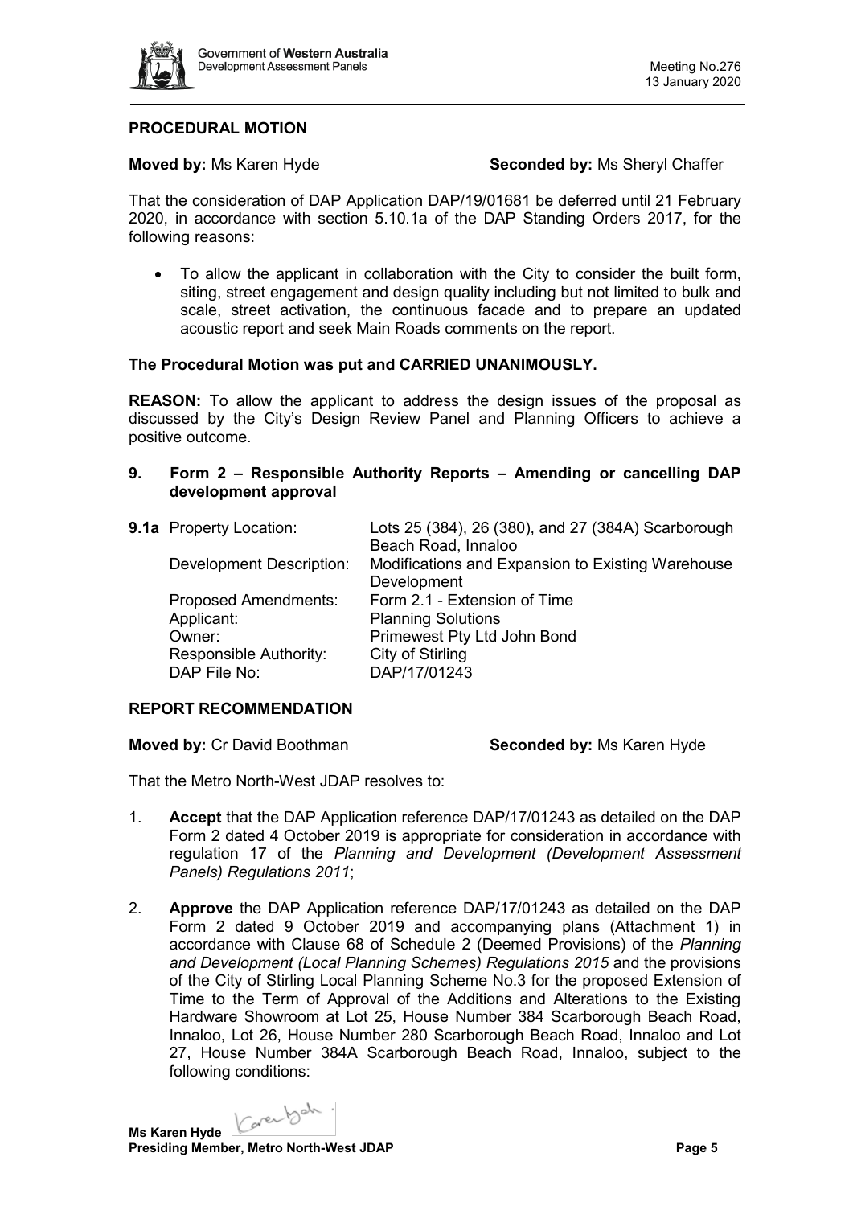**PROCEDURAL MOTION**

**Moved by:** Ms Karen Hyde **Seconded by:** Ms Sheryl Chaffer

That the consideration of DAP Application DAP/19/01681 be deferred until 21 February 2020, in accordance with section 5.10.1a of the DAP Standing Orders 2017, for the following reasons:

- To allow the applicant in collaboration with the City to consider the built form, siting, street engagement and design quality including but not limited to bulk and scale, street activation, the continuous facade and to prepare an updated acoustic report and seek Main Roads comments on the report.

**The Procedural Motion was put and CARRIED UNANIMOUSLY.**

**REASON:** To allow the applicant to address the design issues of the proposal as discussed by the City's Design Review Panel and Planning Officers to achieve a positive outcome.

## 9. Form 2 – Responsible Authority Reports – Amending or cancelling DAP development approval

| | | |
|---|---|---|
| **9.1a** | Property Location: | Lots 25 (384), 26 (380), and 27 (384A) Scarborough Beach Road, Innaloo |
| | Development Description: | Modifications and Expansion to Existing Warehouse Development |
| | Proposed Amendments: | Form 2.1 - Extension of Time |
| | Applicant: | Planning Solutions |
| | Owner: | Primewest Pty Ltd John Bond |
| | Responsible Authority: | City of Stirling |
| | DAP File No: | DAP/17/01243 |

**REPORT RECOMMENDATION**

**Moved by:** Cr David Boothman **Seconded by:** Ms Karen Hyde

That the Metro North-West JDAP resolves to:

1. **Accept** that the DAP Application reference DAP/17/01243 as detailed on the DAP Form 2 dated 4 October 2019 is appropriate for consideration in accordance with regulation 17 of the *Planning and Development (Development Assessment Panels) Regulations 2011*;

2. **Approve** the DAP Application reference DAP/17/01243 as detailed on the DAP Form 2 dated 9 October 2019 and accompanying plans (Attachment 1) in accordance with Clause 68 of Schedule 2 (Deemed Provisions) of the *Planning and Development (Local Planning Schemes) Regulations 2015* and the provisions of the City of Stirling Local Planning Scheme No.3 for the proposed Extension of Time to the Term of Approval of the Additions and Alterations to the Existing Hardware Showroom at Lot 25, House Number 384 Scarborough Beach Road, Innaloo, Lot 26, House Number 280 Scarborough Beach Road, Innaloo and Lot 27, House Number 384A Scarborough Beach Road, Innaloo, subject to the following conditions: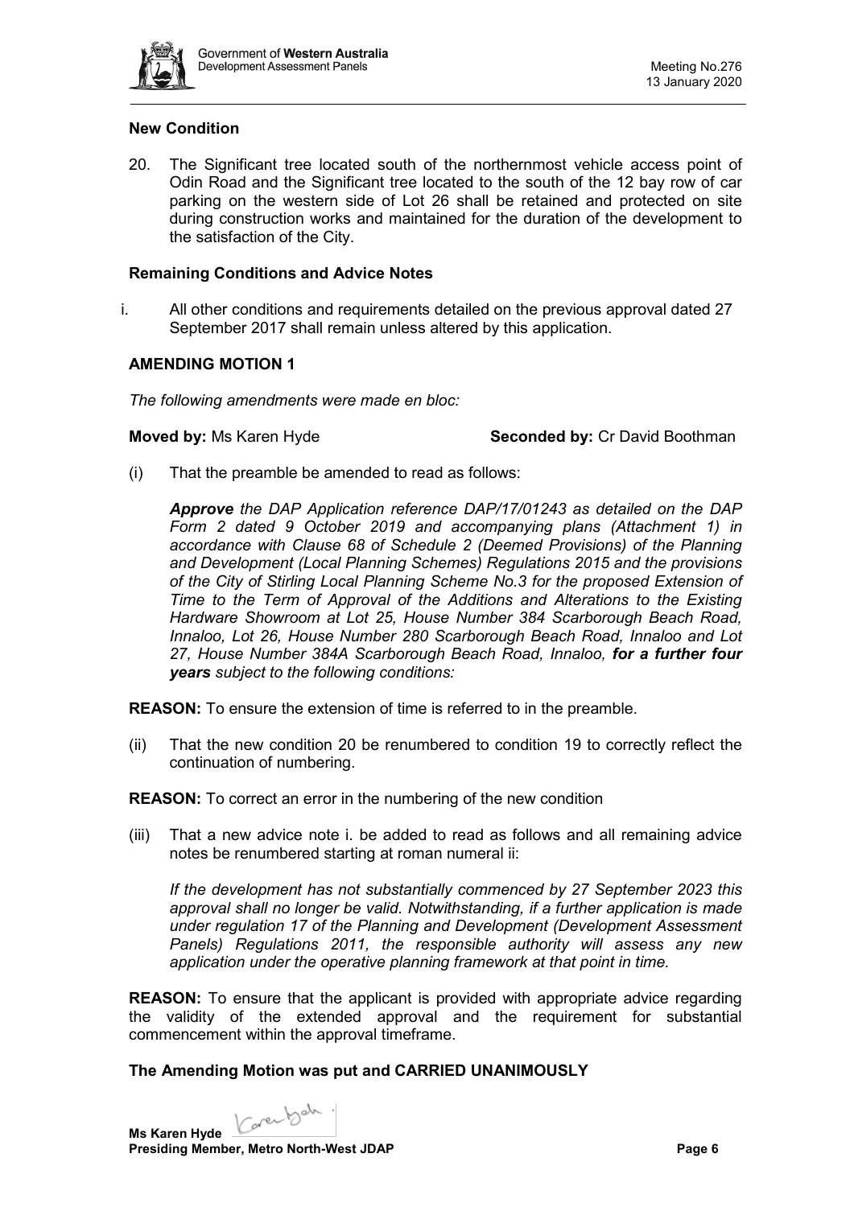**New Condition**

20. The Significant tree located south of the northernmost vehicle access point of Odin Road and the Significant tree located to the south of the 12 bay row of car parking on the western side of Lot 26 shall be retained and protected on site during construction works and maintained for the duration of the development to the satisfaction of the City.

**Remaining Conditions and Advice Notes**

i. All other conditions and requirements detailed on the previous approval dated 27 September 2017 shall remain unless altered by this application.

**AMENDING MOTION 1**

*The following amendments were made en bloc:*

**Moved by:** Ms Karen Hyde **Seconded by:** Cr David Boothman

(i) That the preamble be amended to read as follows:

*__Approve__ the DAP Application reference DAP/17/01243 as detailed on the DAP Form 2 dated 9 October 2019 and accompanying plans (Attachment 1) in accordance with Clause 68 of Schedule 2 (Deemed Provisions) of the Planning and Development (Local Planning Schemes) Regulations 2015 and the provisions of the City of Stirling Local Planning Scheme No.3 for the proposed Extension of Time to the Term of Approval of the Additions and Alterations to the Existing Hardware Showroom at Lot 25, House Number 384 Scarborough Beach Road, Innaloo, Lot 26, House Number 280 Scarborough Beach Road, Innaloo and Lot 27, House Number 384A Scarborough Beach Road, Innaloo, __for a further four years__ subject to the following conditions:*

**REASON:** To ensure the extension of time is referred to in the preamble.

(ii) That the new condition 20 be renumbered to condition 19 to correctly reflect the continuation of numbering.

**REASON:** To correct an error in the numbering of the new condition

(iii) That a new advice note i. be added to read as follows and all remaining advice notes be renumbered starting at roman numeral ii:

*If the development has not substantially commenced by 27 September 2023 this approval shall no longer be valid. Notwithstanding, if a further application is made under regulation 17 of the Planning and Development (Development Assessment Panels) Regulations 2011, the responsible authority will assess any new application under the operative planning framework at that point in time.*

**REASON:** To ensure that the applicant is provided with appropriate advice regarding the validity of the extended approval and the requirement for substantial commencement within the approval timeframe.

**The Amending Motion was put and CARRIED UNANIMOUSLY**

**Ms Karen Hyde**
**Presiding Member, Metro North-West JDAP**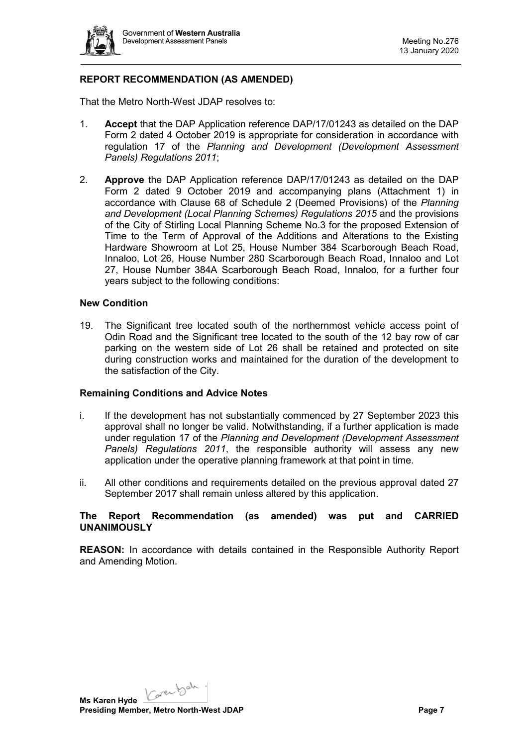### REPORT RECOMMENDATION (AS AMENDED)

That the Metro North-West JDAP resolves to:

1. **Accept** that the DAP Application reference DAP/17/01243 as detailed on the DAP Form 2 dated 4 October 2019 is appropriate for consideration in accordance with regulation 17 of the *Planning and Development (Development Assessment Panels) Regulations 2011*;

2. **Approve** the DAP Application reference DAP/17/01243 as detailed on the DAP Form 2 dated 9 October 2019 and accompanying plans (Attachment 1) in accordance with Clause 68 of Schedule 2 (Deemed Provisions) of the *Planning and Development (Local Planning Schemes) Regulations 2015* and the provisions of the City of Stirling Local Planning Scheme No.3 for the proposed Extension of Time to the Term of Approval of the Additions and Alterations to the Existing Hardware Showroom at Lot 25, House Number 384 Scarborough Beach Road, Innaloo, Lot 26, House Number 280 Scarborough Beach Road, Innaloo and Lot 27, House Number 384A Scarborough Beach Road, Innaloo, for a further four years subject to the following conditions:

#### New Condition

19. The Significant tree located south of the northernmost vehicle access point of Odin Road and the Significant tree located to the south of the 12 bay row of car parking on the western side of Lot 26 shall be retained and protected on site during construction works and maintained for the duration of the development to the satisfaction of the City.

#### Remaining Conditions and Advice Notes

i. If the development has not substantially commenced by 27 September 2023 this approval shall no longer be valid. Notwithstanding, if a further application is made under regulation 17 of the *Planning and Development (Development Assessment Panels) Regulations 2011*, the responsible authority will assess any new application under the operative planning framework at that point in time.

ii. All other conditions and requirements detailed on the previous approval dated 27 September 2017 shall remain unless altered by this application.

**The Report Recommendation (as amended) was put and CARRIED UNANIMOUSLY**

**REASON:** In accordance with details contained in the Responsible Authority Report and Amending Motion.

**Ms Karen Hyde**
**Presiding Member, Metro North-West JDAP**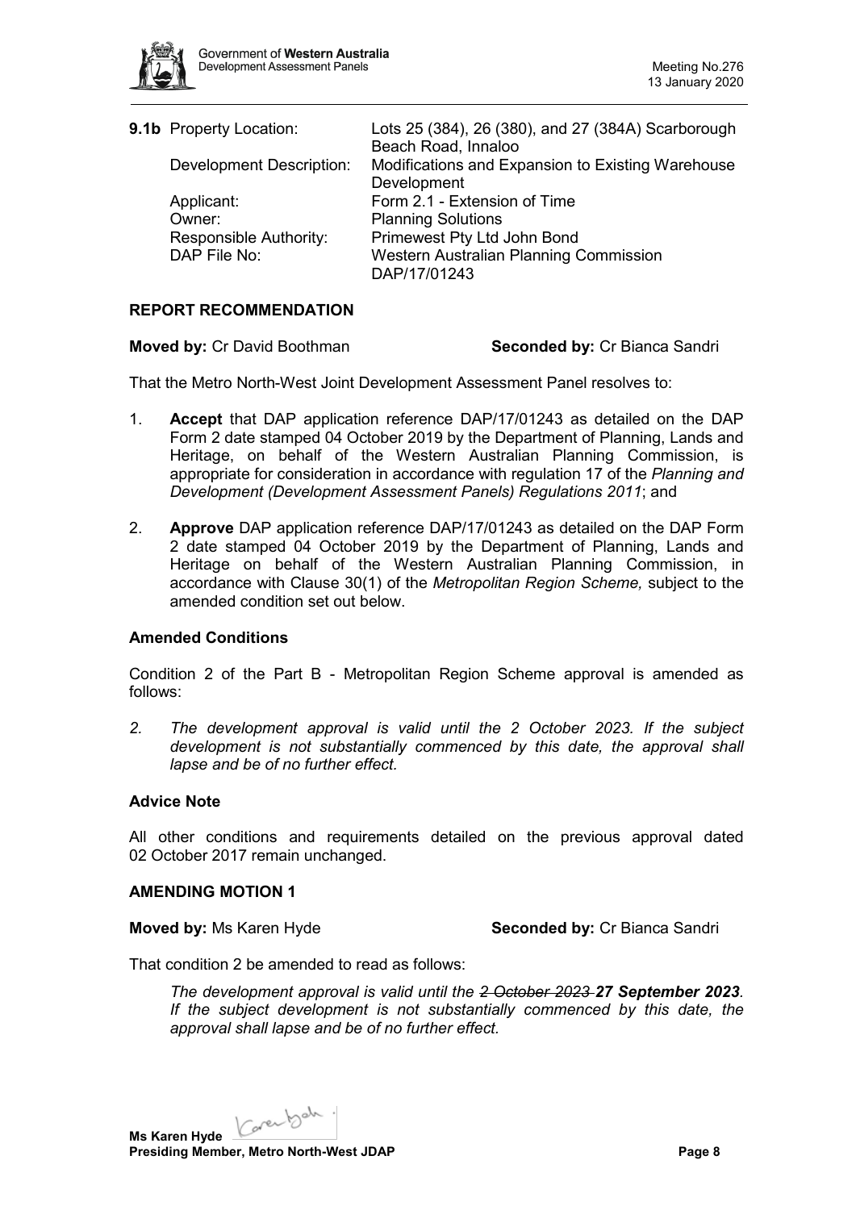**9.1b** Property Location: Lots 25 (384), 26 (380), and 27 (384A) Scarborough Beach Road, Innaloo

Development Description: Modifications and Expansion to Existing Warehouse Development

Applicant: Form 2.1 - Extension of Time

Owner: Planning Solutions

Responsible Authority: Primewest Pty Ltd John Bond

DAP File No: Western Australian Planning Commission DAP/17/01243

## REPORT RECOMMENDATION

**Moved by:** Cr David Boothman **Seconded by:** Cr Bianca Sandri

That the Metro North-West Joint Development Assessment Panel resolves to:

1. **Accept** that DAP application reference DAP/17/01243 as detailed on the DAP Form 2 date stamped 04 October 2019 by the Department of Planning, Lands and Heritage, on behalf of the Western Australian Planning Commission, is appropriate for consideration in accordance with regulation 17 of the *Planning and Development (Development Assessment Panels) Regulations 2011*; and

2. **Approve** DAP application reference DAP/17/01243 as detailed on the DAP Form 2 date stamped 04 October 2019 by the Department of Planning, Lands and Heritage on behalf of the Western Australian Planning Commission, in accordance with Clause 30(1) of the *Metropolitan Region Scheme,* subject to the amended condition set out below.

### Amended Conditions

Condition 2 of the Part B - Metropolitan Region Scheme approval is amended as follows:

*2. The development approval is valid until the 2 October 2023. If the subject development is not substantially commenced by this date, the approval shall lapse and be of no further effect.*

### Advice Note

All other conditions and requirements detailed on the previous approval dated 02 October 2017 remain unchanged.

## AMENDING MOTION 1

**Moved by:** Ms Karen Hyde **Seconded by:** Cr Bianca Sandri

That condition 2 be amended to read as follows:

> *The development approval is valid until the ~~2 October 2023~~ **27 September 2023**. If the subject development is not substantially commenced by this date, the approval shall lapse and be of no further effect.*

**Ms Karen Hyde**
**Presiding Member, Metro North-West JDAP**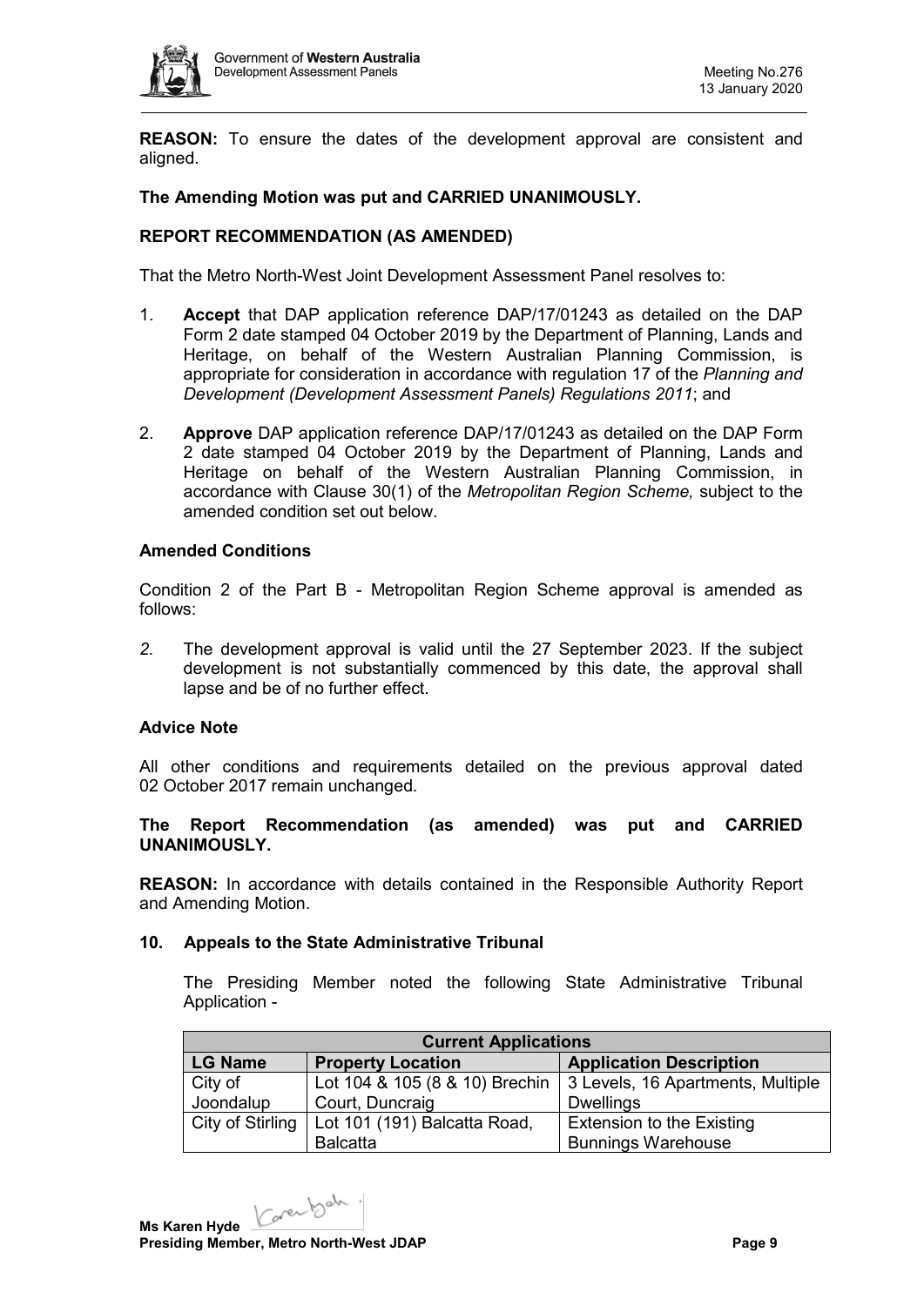**REASON:** To ensure the dates of the development approval are consistent and aligned.

**The Amending Motion was put and CARRIED UNANIMOUSLY.**

**REPORT RECOMMENDATION (AS AMENDED)**

That the Metro North-West Joint Development Assessment Panel resolves to:

1. **Accept** that DAP application reference DAP/17/01243 as detailed on the DAP Form 2 date stamped 04 October 2019 by the Department of Planning, Lands and Heritage, on behalf of the Western Australian Planning Commission, is appropriate for consideration in accordance with regulation 17 of the *Planning and Development (Development Assessment Panels) Regulations 2011*; and

2. **Approve** DAP application reference DAP/17/01243 as detailed on the DAP Form 2 date stamped 04 October 2019 by the Department of Planning, Lands and Heritage on behalf of the Western Australian Planning Commission, in accordance with Clause 30(1) of the *Metropolitan Region Scheme,* subject to the amended condition set out below.

**Amended Conditions**

Condition 2 of the Part B - Metropolitan Region Scheme approval is amended as follows:

*2.* The development approval is valid until the 27 September 2023. If the subject development is not substantially commenced by this date, the approval shall lapse and be of no further effect.

**Advice Note**

All other conditions and requirements detailed on the previous approval dated 02 October 2017 remain unchanged.

**The Report Recommendation (as amended) was put and CARRIED UNANIMOUSLY.**

**REASON:** In accordance with details contained in the Responsible Authority Report and Amending Motion.

**10. Appeals to the State Administrative Tribunal**

The Presiding Member noted the following State Administrative Tribunal Application -

| **Current Applications** | | |
|---|---|---|
| **LG Name** | **Property Location** | **Application Description** |
| City of Joondalup | Lot 104 & 105 (8 & 10) Brechin Court, Duncraig | 3 Levels, 16 Apartments, Multiple Dwellings |
| City of Stirling | Lot 101 (191) Balcatta Road, Balcatta | Extension to the Existing Bunnings Warehouse |

**Ms Karen Hyde**
**Presiding Member, Metro North-West JDAP**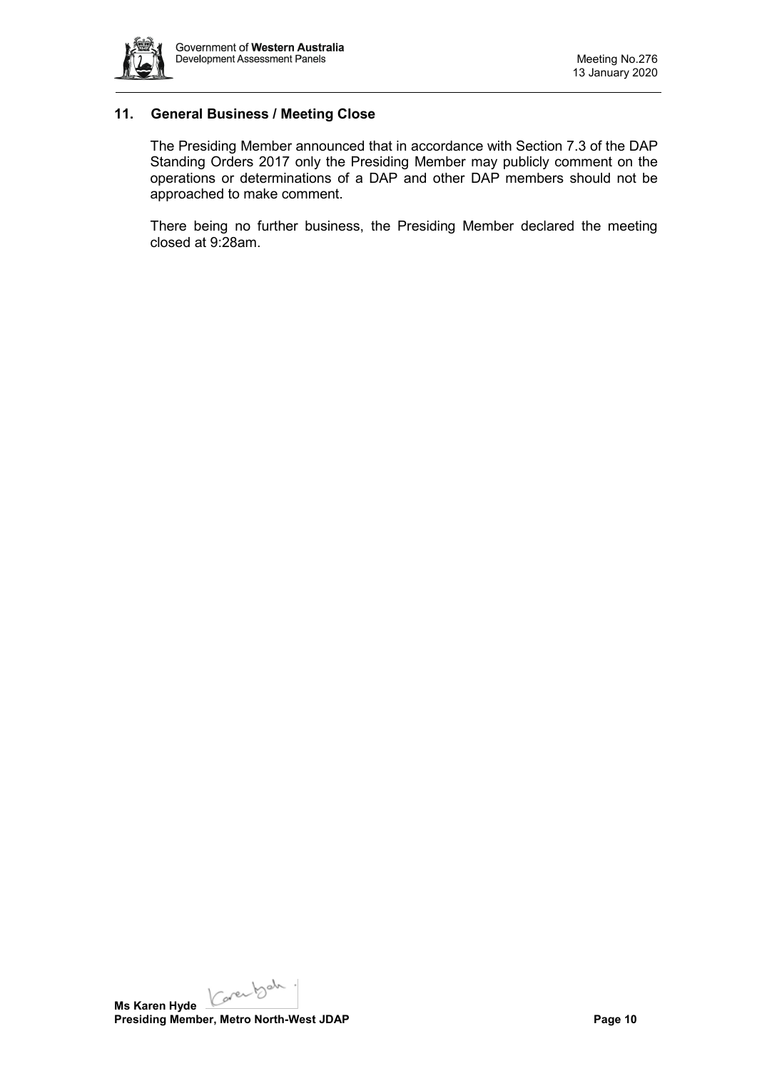## 11. General Business / Meeting Close

The Presiding Member announced that in accordance with Section 7.3 of the DAP Standing Orders 2017 only the Presiding Member may publicly comment on the operations or determinations of a DAP and other DAP members should not be approached to make comment.

There being no further business, the Presiding Member declared the meeting closed at 9:28am.

**Ms Karen Hyde**
**Presiding Member, Metro North-West JDAP**